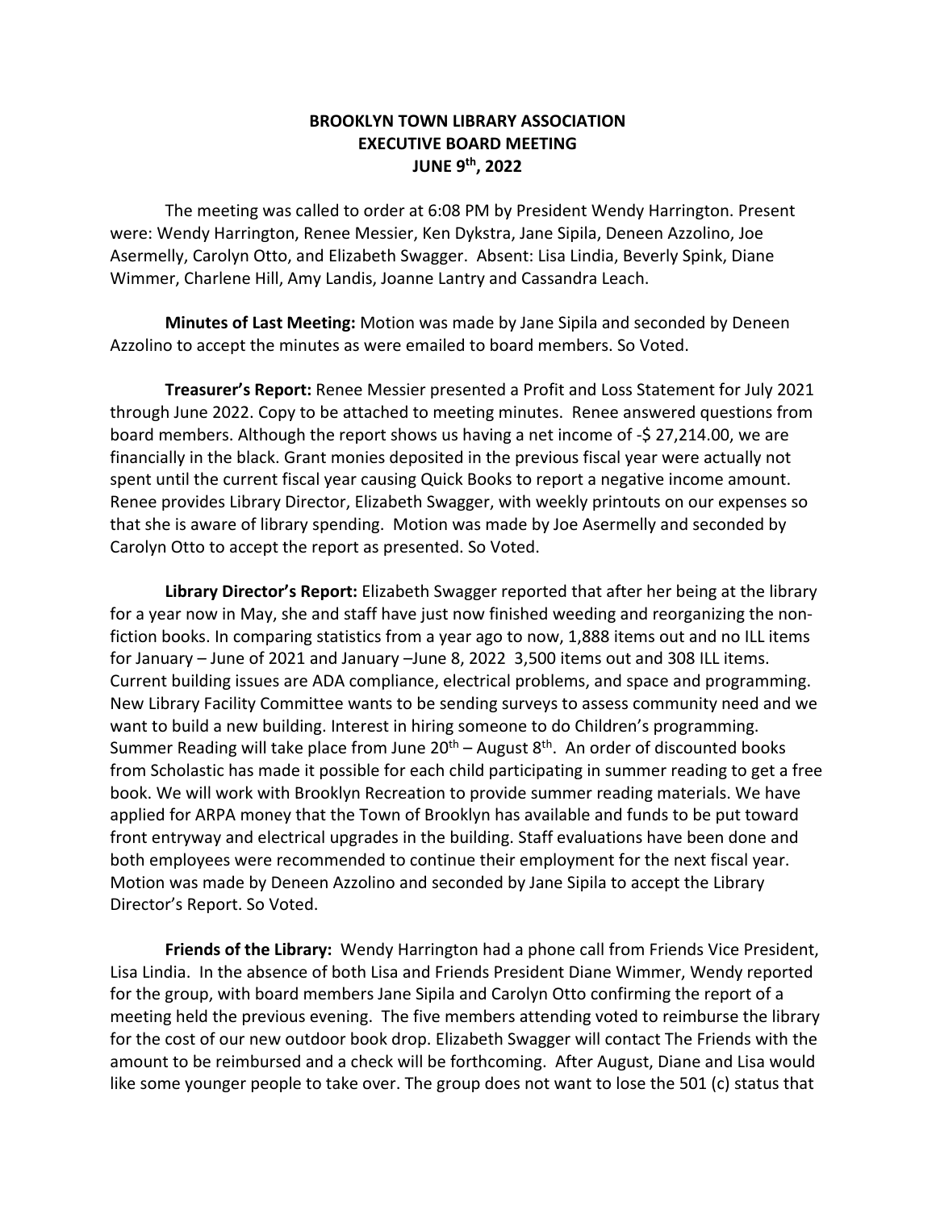# BROOKLYN TOWN LIBRARY ASSOCIATION
## EXECUTIVE BOARD MEETING
## JUNE 9th, 2022

The meeting was called to order at 6:08 PM by President Wendy Harrington. Present were: Wendy Harrington, Renee Messier, Ken Dykstra, Jane Sipila, Deneen Azzolino, Joe Asermelly, Carolyn Otto, and Elizabeth Swagger. Absent: Lisa Lindia, Beverly Spink, Diane Wimmer, Charlene Hill, Amy Landis, Joanne Lantry and Cassandra Leach.

**Minutes of Last Meeting:** Motion was made by Jane Sipila and seconded by Deneen Azzolino to accept the minutes as were emailed to board members. So Voted.

**Treasurer's Report:** Renee Messier presented a Profit and Loss Statement for July 2021 through June 2022. Copy to be attached to meeting minutes. Renee answered questions from board members. Although the report shows us having a net income of -$ 27,214.00, we are financially in the black. Grant monies deposited in the previous fiscal year were actually not spent until the current fiscal year causing Quick Books to report a negative income amount. Renee provides Library Director, Elizabeth Swagger, with weekly printouts on our expenses so that she is aware of library spending. Motion was made by Joe Asermelly and seconded by Carolyn Otto to accept the report as presented. So Voted.

**Library Director's Report:** Elizabeth Swagger reported that after her being at the library for a year now in May, she and staff have just now finished weeding and reorganizing the non-fiction books. In comparing statistics from a year ago to now, 1,888 items out and no ILL items for January – June of 2021 and January –June 8, 2022 3,500 items out and 308 ILL items. Current building issues are ADA compliance, electrical problems, and space and programming. New Library Facility Committee wants to be sending surveys to assess community need and we want to build a new building. Interest in hiring someone to do Children's programming. Summer Reading will take place from June 20th – August 8th. An order of discounted books from Scholastic has made it possible for each child participating in summer reading to get a free book. We will work with Brooklyn Recreation to provide summer reading materials. We have applied for ARPA money that the Town of Brooklyn has available and funds to be put toward front entryway and electrical upgrades in the building. Staff evaluations have been done and both employees were recommended to continue their employment for the next fiscal year. Motion was made by Deneen Azzolino and seconded by Jane Sipila to accept the Library Director's Report. So Voted.

**Friends of the Library:** Wendy Harrington had a phone call from Friends Vice President, Lisa Lindia. In the absence of both Lisa and Friends President Diane Wimmer, Wendy reported for the group, with board members Jane Sipila and Carolyn Otto confirming the report of a meeting held the previous evening. The five members attending voted to reimburse the library for the cost of our new outdoor book drop. Elizabeth Swagger will contact The Friends with the amount to be reimbursed and a check will be forthcoming. After August, Diane and Lisa would like some younger people to take over. The group does not want to lose the 501 (c) status that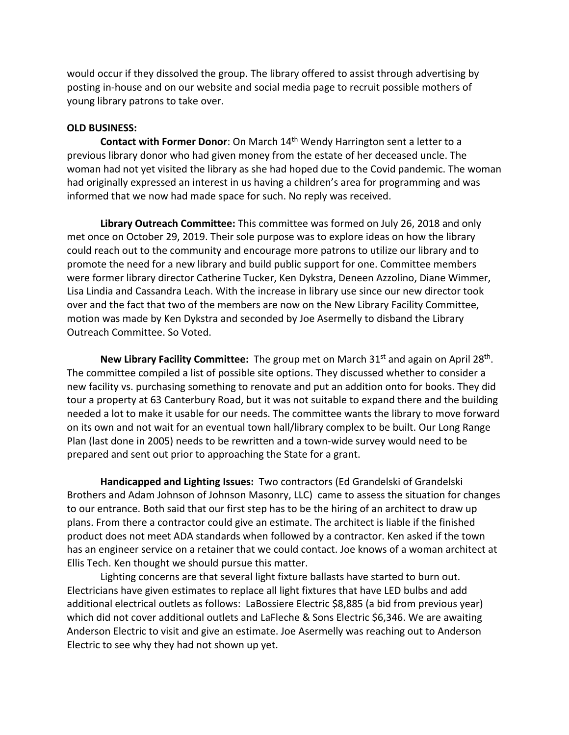would occur if they dissolved the group. The library offered to assist through advertising by posting in-house and on our website and social media page to recruit possible mothers of young library patrons to take over.

**OLD BUSINESS:**

**Contact with Former Donor**: On March 14th Wendy Harrington sent a letter to a previous library donor who had given money from the estate of her deceased uncle. The woman had not yet visited the library as she had hoped due to the Covid pandemic. The woman had originally expressed an interest in us having a children's area for programming and was informed that we now had made space for such. No reply was received.

**Library Outreach Committee:** This committee was formed on July 26, 2018 and only met once on October 29, 2019. Their sole purpose was to explore ideas on how the library could reach out to the community and encourage more patrons to utilize our library and to promote the need for a new library and build public support for one. Committee members were former library director Catherine Tucker, Ken Dykstra, Deneen Azzolino, Diane Wimmer, Lisa Lindia and Cassandra Leach. With the increase in library use since our new director took over and the fact that two of the members are now on the New Library Facility Committee, motion was made by Ken Dykstra and seconded by Joe Asermelly to disband the Library Outreach Committee. So Voted.

**New Library Facility Committee:** The group met on March 31st and again on April 28th. The committee compiled a list of possible site options. They discussed whether to consider a new facility vs. purchasing something to renovate and put an addition onto for books. They did tour a property at 63 Canterbury Road, but it was not suitable to expand there and the building needed a lot to make it usable for our needs. The committee wants the library to move forward on its own and not wait for an eventual town hall/library complex to be built. Our Long Range Plan (last done in 2005) needs to be rewritten and a town-wide survey would need to be prepared and sent out prior to approaching the State for a grant.

**Handicapped and Lighting Issues:** Two contractors (Ed Grandelski of Grandelski Brothers and Adam Johnson of Johnson Masonry, LLC) came to assess the situation for changes to our entrance. Both said that our first step has to be the hiring of an architect to draw up plans. From there a contractor could give an estimate. The architect is liable if the finished product does not meet ADA standards when followed by a contractor. Ken asked if the town has an engineer service on a retainer that we could contact. Joe knows of a woman architect at Ellis Tech. Ken thought we should pursue this matter.

Lighting concerns are that several light fixture ballasts have started to burn out. Electricians have given estimates to replace all light fixtures that have LED bulbs and add additional electrical outlets as follows: LaBossiere Electric $8,885 (a bid from previous year) which did not cover additional outlets and LaFleche & Sons Electric $6,346. We are awaiting Anderson Electric to visit and give an estimate. Joe Asermelly was reaching out to Anderson Electric to see why they had not shown up yet.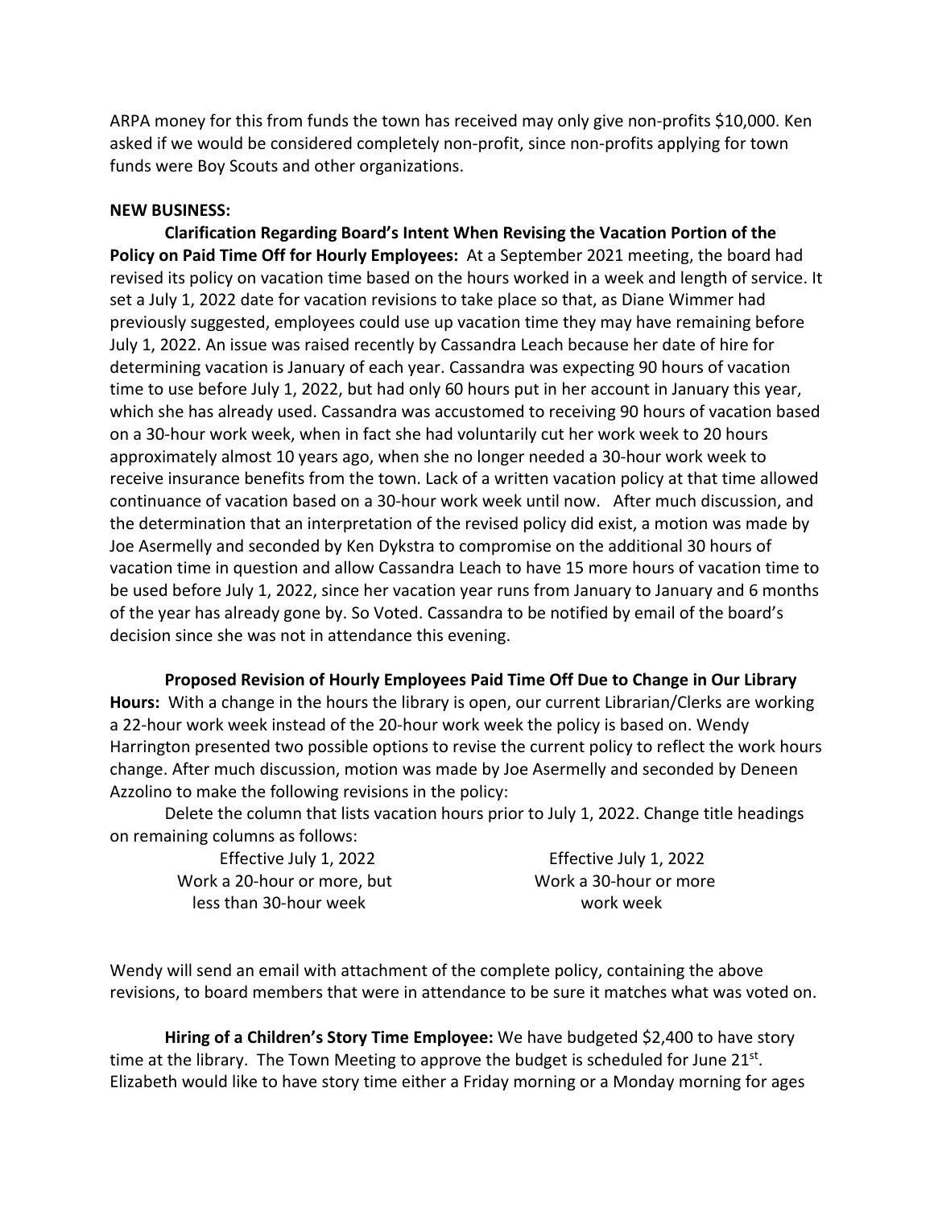ARPA money for this from funds the town has received may only give non-profits $10,000. Ken asked if we would be considered completely non-profit, since non-profits applying for town funds were Boy Scouts and other organizations.

**NEW BUSINESS:**

**Clarification Regarding Board's Intent When Revising the Vacation Portion of the Policy on Paid Time Off for Hourly Employees:** At a September 2021 meeting, the board had revised its policy on vacation time based on the hours worked in a week and length of service. It set a July 1, 2022 date for vacation revisions to take place so that, as Diane Wimmer had previously suggested, employees could use up vacation time they may have remaining before July 1, 2022. An issue was raised recently by Cassandra Leach because her date of hire for determining vacation is January of each year. Cassandra was expecting 90 hours of vacation time to use before July 1, 2022, but had only 60 hours put in her account in January this year, which she has already used. Cassandra was accustomed to receiving 90 hours of vacation based on a 30-hour work week, when in fact she had voluntarily cut her work week to 20 hours approximately almost 10 years ago, when she no longer needed a 30-hour work week to receive insurance benefits from the town. Lack of a written vacation policy at that time allowed continuance of vacation based on a 30-hour work week until now. After much discussion, and the determination that an interpretation of the revised policy did exist, a motion was made by Joe Asermelly and seconded by Ken Dykstra to compromise on the additional 30 hours of vacation time in question and allow Cassandra Leach to have 15 more hours of vacation time to be used before July 1, 2022, since her vacation year runs from January to January and 6 months of the year has already gone by. So Voted. Cassandra to be notified by email of the board's decision since she was not in attendance this evening.

**Proposed Revision of Hourly Employees Paid Time Off Due to Change in Our Library Hours:** With a change in the hours the library is open, our current Librarian/Clerks are working a 22-hour work week instead of the 20-hour work week the policy is based on. Wendy Harrington presented two possible options to revise the current policy to reflect the work hours change. After much discussion, motion was made by Joe Asermelly and seconded by Deneen Azzolino to make the following revisions in the policy:

Delete the column that lists vacation hours prior to July 1, 2022. Change title headings on remaining columns as follows:

| Effective July 1, 2022<br>Work a 20-hour or more, but<br>less than 30-hour week | Effective July 1, 2022<br>Work a 30-hour or more<br>work week |
|---|---|

Wendy will send an email with attachment of the complete policy, containing the above revisions, to board members that were in attendance to be sure it matches what was voted on.

**Hiring of a Children's Story Time Employee:** We have budgeted $2,400 to have story time at the library. The Town Meeting to approve the budget is scheduled for June 21st. Elizabeth would like to have story time either a Friday morning or a Monday morning for ages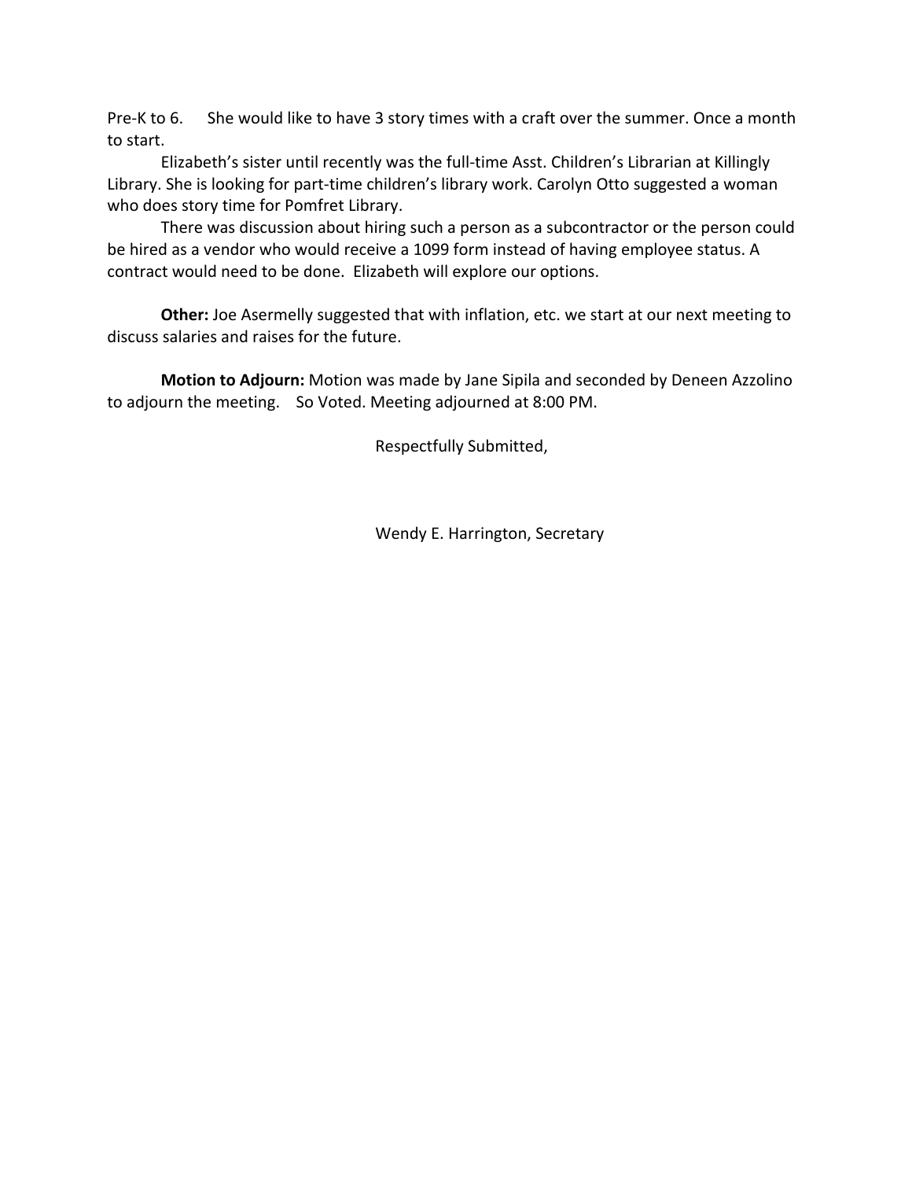Pre-K to 6. She would like to have 3 story times with a craft over the summer. Once a month to start.

Elizabeth's sister until recently was the full-time Asst. Children's Librarian at Killingly Library. She is looking for part-time children's library work. Carolyn Otto suggested a woman who does story time for Pomfret Library.

There was discussion about hiring such a person as a subcontractor or the person could be hired as a vendor who would receive a 1099 form instead of having employee status. A contract would need to be done. Elizabeth will explore our options.

**Other:** Joe Asermelly suggested that with inflation, etc. we start at our next meeting to discuss salaries and raises for the future.

**Motion to Adjourn:** Motion was made by Jane Sipila and seconded by Deneen Azzolino to adjourn the meeting. So Voted. Meeting adjourned at 8:00 PM.

Respectfully Submitted,

Wendy E. Harrington, Secretary